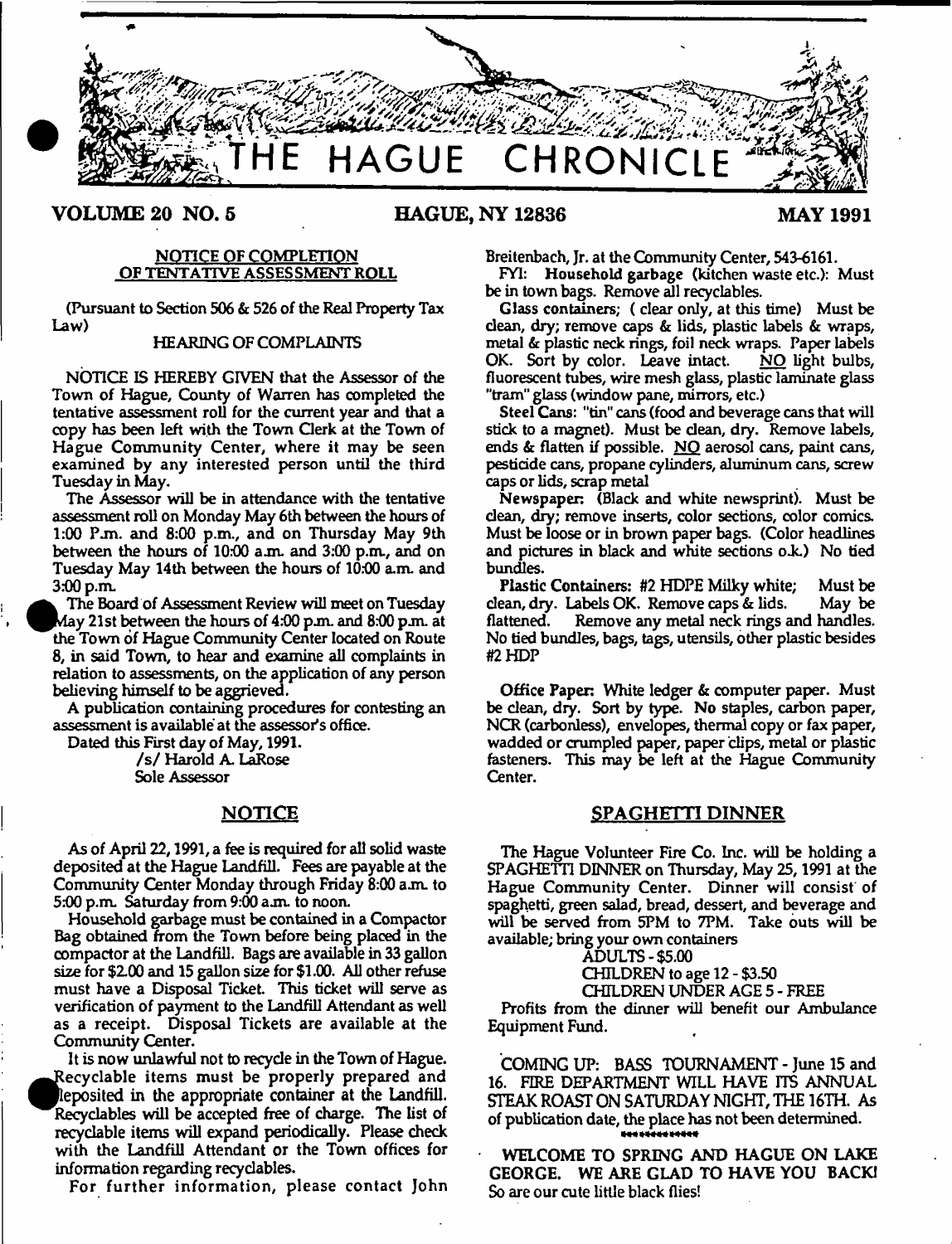# THE HAGUE CHRONICLE

**VOLUME 20 NO. 5** **HAGUE, NY 12836** **MAY 1991**

## NOTICE OF COMPLETION OF TENTATIVE ASSESSMENT ROLL

(Pursuant to Section 506 & 526 of the Real Property Tax Law)

HEARING OF COMPLAINTS

NOTICE IS HEREBY GIVEN that the Assessor of the Town of Hague, County of Warren has completed the tentative assessment roll for the current year and that a copy has been left with the Town Clerk at the Town of Hague Community Center, where it may be seen examined by any interested person until the third Tuesday in May.

The Assessor will be in attendance with the tentative assessment roll on Monday May 6th between the hours of 1:00 P.m. and 8:00 p.m., and on Thursday May 9th between the hours of 10:00 a.m. and 3:00 p.m., and on Tuesday May 14th between the hours of 10:00 a.m. and 3:00 p.m.

The Board of Assessment Review will meet on Tuesday May 21st between the hours of 4:00 p.m. and 8:00 p.m. at the Town of Hague Community Center located on Route 8, in said Town, to hear and examine all complaints in relation to assessments, on the application of any person believing himself to be aggrieved.

A publication containing procedures for contesting an assessment is available at the assessor's office.

Dated this First day of May, 1991.

/s/ Harold A. LaRose
Sole Assessor

## NOTICE

As of April 22, 1991, a fee is required for all solid waste deposited at the Hague Landfill. Fees are payable at the Community Center Monday through Friday 8:00 a.m. to 5:00 p.m. Saturday from 9:00 a.m. to noon.

Household garbage must be contained in a Compactor Bag obtained from the Town before being placed in the compactor at the Landfill. Bags are available in 33 gallon size for $2.00 and 15 gallon size for $1.00. All other refuse must have a Disposal Ticket. This ticket will serve as verification of payment to the Landfill Attendant as well as a receipt. Disposal Tickets are available at the Community Center.

It is now unlawful not to recycle in the Town of Hague. Recyclable items must be properly prepared and deposited in the appropriate container at the Landfill. Recyclables will be accepted free of charge. The list of recyclable items will expand periodically. Please check with the Landfill Attendant or the Town offices for information regarding recyclables.

For further information, please contact John Breitenbach, Jr. at the Community Center, 543-6161.

FYI: **Household garbage** (kitchen waste etc.): Must be in town bags. Remove all recyclables.

**Glass containers**; ( clear only, at this time) Must be clean, dry; remove caps & lids, plastic labels & wraps, metal & plastic neck rings, foil neck wraps. Paper labels OK. Sort by color. Leave intact. NO light bulbs, fluorescent tubes, wire mesh glass, plastic laminate glass "tram" glass (window pane, mirrors, etc.)

**Steel Cans**: "tin" cans (food and beverage cans that will stick to a magnet). Must be clean, dry. Remove labels, ends & flatten if possible. NO aerosol cans, paint cans, pesticide cans, propane cylinders, aluminum cans, screw caps or lids, scrap metal

**Newspaper**: (Black and white newsprint). Must be clean, dry; remove inserts, color sections, color comics. Must be loose or in brown paper bags. (Color headlines and pictures in black and white sections o.k.) No tied bundles.

**Plastic Containers**: #2 HDPE Milky white; Must be clean, dry. Labels OK. Remove caps & lids. May be flattened. Remove any metal neck rings and handles. No tied bundles, bags, tags, utensils, other plastic besides #2 HDP

**Office Paper**: White ledger & computer paper. Must be clean, dry. Sort by type. No staples, carbon paper, NCR (carbonless), envelopes, thermal copy or fax paper, wadded or crumpled paper, paper clips, metal or plastic fasteners. This may be left at the Hague Community Center.

## SPAGHETTI DINNER

The Hague Volunteer Fire Co. Inc. will be holding a SPAGHETTI DINNER on Thursday, May 25, 1991 at the Hague Community Center. Dinner will consist of spaghetti, green salad, bread, dessert, and beverage and will be served from 5PM to 7PM. Take outs will be available; bring your own containers

ADULTS - $5.00
CHILDREN to age 12 - $3.50
CHILDREN UNDER AGE 5 - FREE

Profits from the dinner will benefit our Ambulance Equipment Fund.

COMING UP: BASS TOURNAMENT - June 15 and 16. FIRE DEPARTMENT WILL HAVE ITS ANNUAL STEAK ROAST ON SATURDAY NIGHT, THE 16TH. As of publication date, the place has not been determined.

WELCOME TO SPRING AND HAGUE ON LAKE GEORGE. WE ARE GLAD TO HAVE YOU BACK! So are our cute little black flies!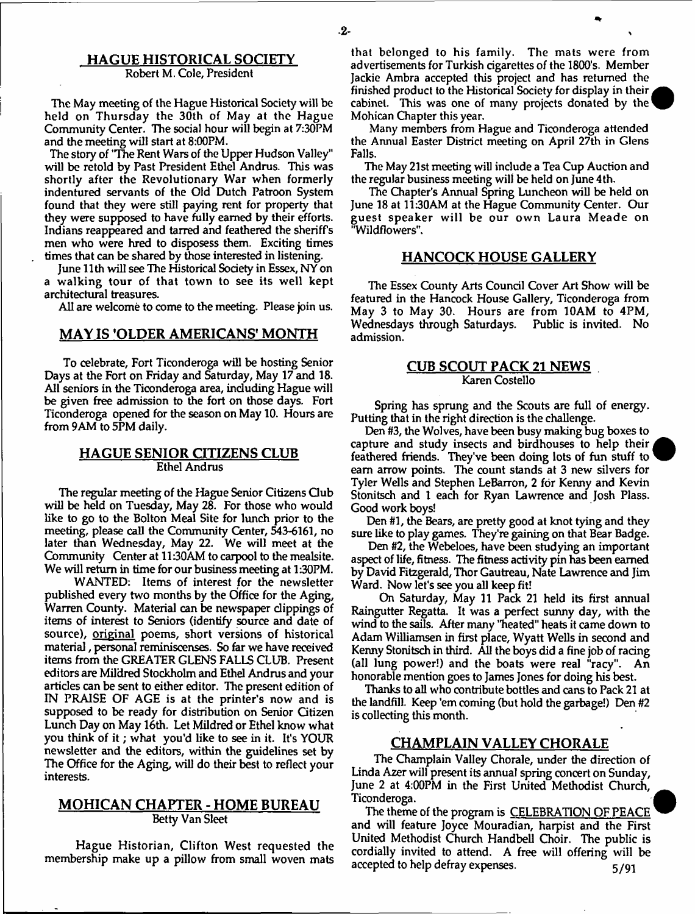## HAGUE HISTORICAL SOCIETY

Robert M. Cole, President

The May meeting of the Hague Historical Society will be held on Thursday the 30th of May at the Hague Community Center. The social hour will begin at 7:30PM and the meeting will start at 8:00PM.

The story of "The Rent Wars of the Upper Hudson Valley" will be retold by Past President Ethel Andrus. This was shortly after the Revolutionary War when formerly indentured servants of the Old Dutch Patroon System found that they were still paying rent for property that they were supposed to have fully earned by their efforts. Indians reappeared and tarred and feathered the sheriff's men who were hred to disposess them. Exciting times times that can be shared by those interested in listening.

June 11th will see The Historical Society in Essex, NY on a walking tour of that town to see its well kept architectural treasures.

All are welcome to come to the meeting. Please join us.

## MAY IS 'OLDER AMERICANS' MONTH

To celebrate, Fort Ticonderoga will be hosting Senior Days at the Fort on Friday and Saturday, May 17 and 18. All seniors in the Ticonderoga area, including Hague will be given free admission to the fort on those days. Fort Ticonderoga opened for the season on May 10. Hours are from 9AM to 5PM daily.

## HAGUE SENIOR CITIZENS CLUB

Ethel Andrus

The regular meeting of the Hague Senior Citizens Club will be held on Tuesday, May 28. For those who would like to go to the Bolton Meal Site for lunch prior to the meeting, please call the Community Center, 543-6161, no later than Wednesday, May 22. We will meet at the Community Center at 11:30AM to carpool to the mealsite. We will return in time for our business meeting at 1:30PM.

WANTED: Items of interest for the newsletter published every two months by the Office for the Aging, Warren County. Material can be newspaper clippings of items of interest to Seniors (identify source and date of source), original poems, short versions of historical material, personal reminiscenses. So far we have received items from the GREATER GLENS FALLS CLUB. Present editors are Mildred Stockholm and Ethel Andrus and your articles can be sent to either editor. The present edition of IN PRAISE OF AGE is at the printer's now and is supposed to be ready for distribution on Senior Citizen Lunch Day on May 16th. Let Mildred or Ethel know what you think of it ; what you'd like to see in it. It's YOUR newsletter and the editors, within the guidelines set by The Office for the Aging, will do their best to reflect your interests.

## MOHICAN CHAPTER - HOME BUREAU

Betty Van Sleet

Hague Historian, Clifton West requested the membership make up a pillow from small woven mats that belonged to his family. The mats were from advertisements for Turkish cigarettes of the 1800's. Member Jackie Ambra accepted this project and has returned the finished product to the Historical Society for display in their cabinet. This was one of many projects donated by the Mohican Chapter this year.

Many members from Hague and Ticonderoga attended the Annual Easter District meeting on April 27th in Glens Falls.

The May 21st meeting will include a Tea Cup Auction and the regular business meeting will be held on June 4th.

The Chapter's Annual Spring Luncheon will be held on June 18 at 11:30AM at the Hague Community Center. Our guest speaker will be our own Laura Meade on "Wildflowers".

## HANCOCK HOUSE GALLERY

The Essex County Arts Council Cover Art Show will be featured in the Hancock House Gallery, Ticonderoga from May 3 to May 30. Hours are from 10AM to 4PM, Wednesdays through Saturdays. Public is invited. No admission.

## CUB SCOUT PACK 21 NEWS

Karen Costello

Spring has sprung and the Scouts are full of energy. Putting that in the right direction is the challenge.

Den #3, the Wolves, have been busy making bug boxes to capture and study insects and birdhouses to help their feathered friends. They've been doing lots of fun stuff to earn arrow points. The count stands at 3 new silvers for Tyler Wells and Stephen LeBarron, 2 for Kenny and Kevin Stonitsch and 1 each for Ryan Lawrence and Josh Plass. Good work boys!

Den #1, the Bears, are pretty good at knot tying and they sure like to play games. They're gaining on that Bear Badge.

Den #2, the Webeloes, have been studying an important aspect of life, fitness. The fitness activity pin has been earned by David Fitzgerald, Thor Gautreau, Nate Lawrence and Jim Ward. Now let's see you all keep fit!

On Saturday, May 11 Pack 21 held its first annual Raingutter Regatta. It was a perfect sunny day, with the wind to the sails. After many "heated" heats it came down to Adam Williamsen in first place, Wyatt Wells in second and Kenny Stonitsch in third. All the boys did a fine job of racing (all lung power!) and the boats were real "racy". An honorable mention goes to James Jones for doing his best.

Thanks to all who contribute bottles and cans to Pack 21 at the landfill. Keep 'em coming (but hold the garbage!) Den #2 is collecting this month.

## CHAMPLAIN VALLEY CHORALE

The Champlain Valley Chorale, under the direction of Linda Azer will present its annual spring concert on Sunday, June 2 at 4:00PM in the First United Methodist Church, Ticonderoga.

The theme of the program is CELEBRATION OF PEACE and will feature Joyce Mouradian, harpist and the First United Methodist Church Handbell Choir. The public is cordially invited to attend. A free will offering will be accepted to help defray expenses.

5/91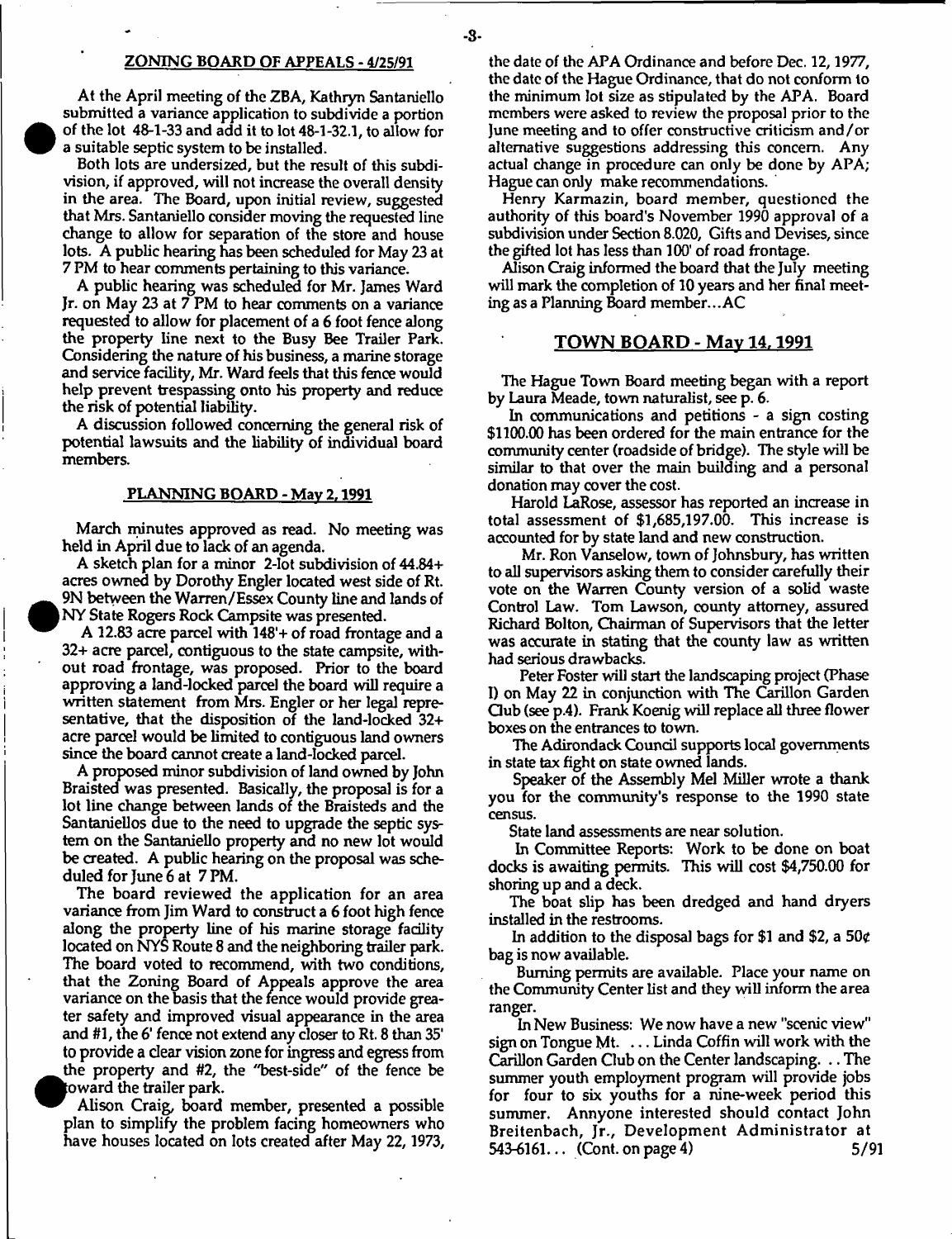## ZONING BOARD OF APPEALS - 4/25/91

At the April meeting of the ZBA, Kathryn Santaniello submitted a variance application to subdivide a portion of the lot 48-1-33 and add it to lot 48-1-32.1, to allow for a suitable septic system to be installed.

Both lots are undersized, but the result of this subdivision, if approved, will not increase the overall density in the area. The Board, upon initial review, suggested that Mrs. Santaniello consider moving the requested line change to allow for separation of the store and house lots. A public hearing has been scheduled for May 23 at 7 PM to hear comments pertaining to this variance.

A public hearing was scheduled for Mr. James Ward Jr. on May 23 at 7 PM to hear comments on a variance requested to allow for placement of a 6 foot fence along the property line next to the Busy Bee Trailer Park. Considering the nature of his business, a marine storage and service facility, Mr. Ward feels that this fence would help prevent trespassing onto his property and reduce the risk of potential liability.

A discussion followed concerning the general risk of potential lawsuits and the liability of individual board members.

## PLANNING BOARD - May 2, 1991

March minutes approved as read. No meeting was held in April due to lack of an agenda.

A sketch plan for a minor 2-lot subdivision of 44.84+ acres owned by Dorothy Engler located west side of Rt. 9N between the Warren/Essex County line and lands of NY State Rogers Rock Campsite was presented.

A 12.83 acre parcel with 148'+ of road frontage and a 32+ acre parcel, contiguous to the state campsite, without road frontage, was proposed. Prior to the board approving a land-locked parcel the board will require a written statement from Mrs. Engler or her legal representative, that the disposition of the land-locked 32+ acre parcel would be limited to contiguous land owners since the board cannot create a land-locked parcel.

A proposed minor subdivision of land owned by John Braisted was presented. Basically, the proposal is for a lot line change between lands of the Braisteds and the Santaniellos due to the need to upgrade the septic system on the Santaniello property and no new lot would be created. A public hearing on the proposal was scheduled for June 6 at 7 PM.

The board reviewed the application for an area variance from Jim Ward to construct a 6 foot high fence along the property line of his marine storage facility located on NYS Route 8 and the neighboring trailer park. The board voted to recommend, with two conditions, that the Zoning Board of Appeals approve the area variance on the basis that the fence would provide greater safety and improved visual appearance in the area and #1, the 6' fence not extend any closer to Rt. 8 than 35' to provide a clear vision zone for ingress and egress from the property and #2, the "best-side" of the fence be toward the trailer park.

Alison Craig, board member, presented a possible plan to simplify the problem facing homeowners who have houses located on lots created after May 22, 1973, the date of the APA Ordinance and before Dec. 12, 1977, the date of the Hague Ordinance, that do not conform to the minimum lot size as stipulated by the APA. Board members were asked to review the proposal prior to the June meeting and to offer constructive criticism and/or alternative suggestions addressing this concern. Any actual change in procedure can only be done by APA; Hague can only make recommendations.

Henry Karmazin, board member, questioned the authority of this board's November 1990 approval of a subdivision under Section 8.020, Gifts and Devises, since the gifted lot has less than 100' of road frontage.

Alison Craig informed the board that the July meeting will mark the completion of 10 years and her final meeting as a Planning Board member...AC

## TOWN BOARD - May 14, 1991

The Hague Town Board meeting began with a report by Laura Meade, town naturalist, see p. 6.

In communications and petitions - a sign costing $1100.00 has been ordered for the main entrance for the community center (roadside of bridge). The style will be similar to that over the main building and a personal donation may cover the cost.

Harold LaRose, assessor has reported an increase in total assessment of $1,685,197.00. This increase is accounted for by state land and new construction.

Mr. Ron Vanselow, town of Johnsbury, has written to all supervisors asking them to consider carefully their vote on the Warren County version of a solid waste Control Law. Tom Lawson, county attorney, assured Richard Bolton, Chairman of Supervisors that the letter was accurate in stating that the county law as written had serious drawbacks.

Peter Foster will start the landscaping project (Phase I) on May 22 in conjunction with The Carillon Garden Club (see p.4). Frank Koenig will replace all three flower boxes on the entrances to town.

The Adirondack Council supports local governments in state tax fight on state owned lands.

Speaker of the Assembly Mel Miller wrote a thank you for the community's response to the 1990 state census.

State land assessments are near solution.

In Committee Reports: Work to be done on boat docks is awaiting permits. This will cost $4,750.00 for shoring up and a deck.

The boat slip has been dredged and hand dryers installed in the restrooms.

In addition to the disposal bags for $1 and $2, a 50¢ bag is now available.

Burning permits are available. Place your name on the Community Center list and they will inform the area ranger.

In New Business: We now have a new "scenic view" sign on Tongue Mt. ... Linda Coffin will work with the Carillon Garden Club on the Center landscaping. ... The summer youth employment program will provide jobs for four to six youths for a nine-week period this summer. Annyone interested should contact John Breitenbach, Jr., Development Administrator at 543-6161... (Cont. on page 4) 5/91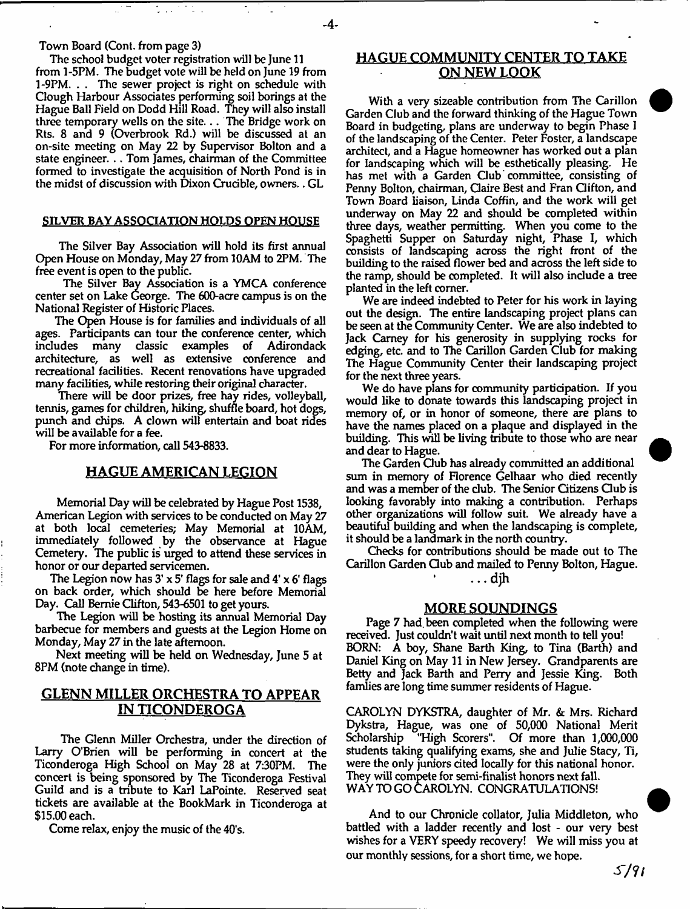Town Board (Cont. from page 3)

The school budget voter registration will be June 11 from 1-5PM. The budget vote will be held on June 19 from 1-9PM. . . The sewer project is right on schedule with Clough Harbour Associates performing soil borings at the Hague Ball Field on Dodd Hill Road. They will also install three temporary wells on the site. . . The Bridge work on Rts. 8 and 9 (Overbrook Rd.) will be discussed at an on-site meeting on May 22 by Supervisor Bolton and a state engineer. . . Tom James, chairman of the Committee formed to investigate the acquisition of North Pond is in the midst of discussion with Dixon Crucible, owners. . GL

## SILVER BAY ASSOCIATION HOLDS OPEN HOUSE

The Silver Bay Association will hold its first annual Open House on Monday, May 27 from 10AM to 2PM. The free event is open to the public.

The Silver Bay Association is a YMCA conference center set on Lake George. The 600-acre campus is on the National Register of Historic Places.

The Open House is for families and individuals of all ages. Participants can tour the conference center, which includes many classic examples of Adirondack architecture, as well as extensive conference and recreational facilities. Recent renovations have upgraded many facilities, while restoring their original character.

There will be door prizes, free hay rides, volleyball, tennis, games for children, hiking, shuffle board, hot dogs, punch and chips. A clown will entertain and boat rides will be available for a fee.

For more information, call 543-8833.

## HAGUE AMERICAN LEGION

Memorial Day will be celebrated by Hague Post 1538, American Legion with services to be conducted on May 27 at both local cemeteries; May Memorial at 10AM, immediately followed by the observance at Hague Cemetery. The public is urged to attend these services in honor or our departed servicemen.

The Legion now has 3' x 5' flags for sale and 4' x 6' flags on back order, which should be here before Memorial Day. Call Bernie Clifton, 543-6501 to get yours.

The Legion will be hosting its annual Memorial Day barbecue for members and guests at the Legion Home on Monday, May 27 in the late afternoon.

Next meeting will be held on Wednesday, June 5 at 8PM (note change in time).

## GLENN MILLER ORCHESTRA TO APPEAR IN TICONDEROGA

The Glenn Miller Orchestra, under the direction of Larry O'Brien will be performing in concert at the Ticonderoga High School on May 28 at 7:30PM. The concert is being sponsored by The Ticonderoga Festival Guild and is a tribute to Karl LaPointe. Reserved seat tickets are available at the BookMark in Ticonderoga at $15.00 each.

Come relax, enjoy the music of the 40's.

## HAGUE COMMUNITY CENTER TO TAKE ON NEW LOOK

With a very sizeable contribution from The Carillon Garden Club and the forward thinking of the Hague Town Board in budgeting, plans are underway to begin Phase I of the landscaping of the Center. Peter Foster, a landscape architect, and a Hague homeowner has worked out a plan for landscaping which will be esthetically pleasing. He has met with a Garden Club committee, consisting of Penny Bolton, chairman, Claire Best and Fran Clifton, and Town Board liaison, Linda Coffin, and the work will get underway on May 22 and should be completed within three days, weather permitting. When you come to the Spaghetti Supper on Saturday night, Phase I, which consists of landscaping across the right front of the building to the raised flower bed and across the left side to the ramp, should be completed. It will also include a tree planted in the left corner.

We are indeed indebted to Peter for his work in laying out the design. The entire landscaping project plans can be seen at the Community Center. We are also indebted to Jack Carney for his generosity in supplying rocks for edging, etc. and to The Carillon Garden Club for making The Hague Community Center their landscaping project for the next three years.

We do have plans for community participation. If you would like to donate towards this landscaping project in memory of, or in honor of someone, there are plans to have the names placed on a plaque and displayed in the building. This will be living tribute to those who are near and dear to Hague.

The Garden Club has already committed an additional sum in memory of Florence Gelhaar who died recently and was a member of the club. The Senior Citizens Club is looking favorably into making a contribution. Perhaps other organizations will follow suit. We already have a beautiful building and when the landscaping is complete, it should be a landmark in the north country.

Checks for contributions should be made out to The Carillon Garden Club and mailed to Penny Bolton, Hague.

. . . djh

## MORE SOUNDINGS

Page 7 had been completed when the following were received. Just couldn't wait until next month to tell you!

BORN: A boy, Shane Barth King, to Tina (Barth) and Daniel King on May 11 in New Jersey. Grandparents are Betty and Jack Barth and Perry and Jessie King. Both famlies are long time summer residents of Hague.

CAROLYN DYKSTRA, daughter of Mr. & Mrs. Richard Dykstra, Hague, was one of 50,000 National Merit Scholarship "High Scorers". Of more than 1,000,000 students taking qualifying exams, she and Julie Stacy, Ti, were the only juniors cited locally for this national honor. They will compete for semi-finalist honors next fall. WAY TO GO CAROLYN. CONGRATULATIONS!

And to our Chronicle collator, Julia Middleton, who battled with a ladder recently and lost - our very best wishes for a VERY speedy recovery! We will miss you at our monthly sessions, for a short time, we hope.

5/91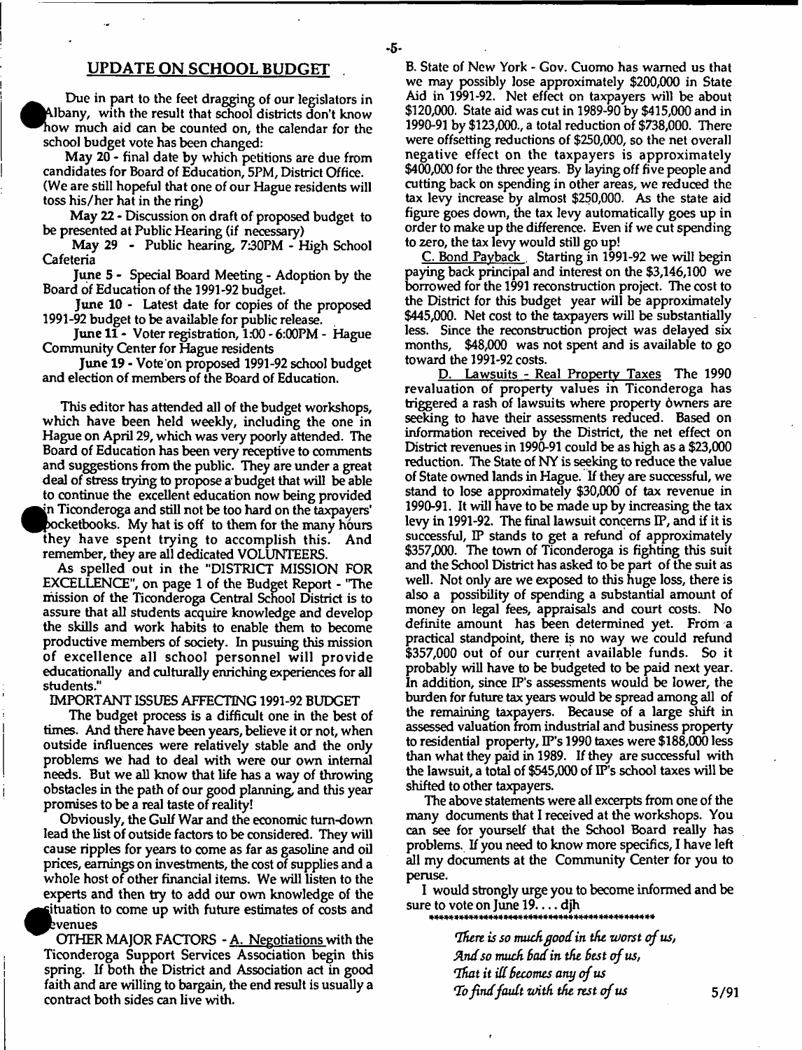## UPDATE ON SCHOOL BUDGET

Due in part to the feet dragging of our legislators in Albany, with the result that school districts don't know how much aid can be counted on, the calendar for the school budget vote has been changed:

May 20 - final date by which petitions are due from candidates for Board of Education, 5PM, District Office. (We are still hopeful that one of our Hague residents will toss his/her hat in the ring)

May 22 - Discussion on draft of proposed budget to be presented at Public Hearing (if necessary)

May 29 - Public hearing, 7:30PM - High School Cafeteria

June 5 - Special Board Meeting - Adoption by the Board of Education of the 1991-92 budget.

June 10 - Latest date for copies of the proposed 1991-92 budget to be available for public release.

June 11 - Voter registration, 1:00 - 6:00PM - Hague Community Center for Hague residents

June 19 - Vote on proposed 1991-92 school budget and election of members of the Board of Education.

This editor has attended all of the budget workshops, which have been held weekly, including the one in Hague on April 29, which was very poorly attended. The Board of Education has been very receptive to comments and suggestions from the public. They are under a great deal of stress trying to propose a budget that will be able to continue the excellent education now being provided in Ticonderoga and still not be too hard on the taxpayers' pocketbooks. My hat is off to them for the many hours they have spent trying to accomplish this. And remember, they are all dedicated VOLUNTEERS.

As spelled out in the "DISTRICT MISSION FOR EXCELLENCE", on page 1 of the Budget Report - "The mission of the Ticonderoga Central School District is to assure that all students acquire knowledge and develop the skills and work habits to enable them to become productive members of society. In pusuing this mission of excellence all school personnel will provide educationally and culturally enriching experiences for all students."

IMPORTANT ISSUES AFFECTING 1991-92 BUDGET

The budget process is a difficult one in the best of times. And there have been years, believe it or not, when outside influences were relatively stable and the only problems we had to deal with were our own internal needs. But we all know that life has a way of throwing obstacles in the path of our good planning, and this year promises to be a real taste of reality!

Obviously, the Gulf War and the economic turn-down lead the list of outside factors to be considered. They will cause ripples for years to come as far as gasoline and oil prices, earnings on investments, the cost of supplies and a whole host of other financial items. We will listen to the experts and then try to add our own knowledge of the situation to come up with future estimates of costs and revenues

OTHER MAJOR FACTORS - A. Negotiations with the Ticonderoga Support Services Association begin this spring. If both the District and Association act in good faith and are willing to bargain, the end result is usually a contract both sides can live with.

B. State of New York - Gov. Cuomo has warned us that we may possibly lose approximately $200,000 in State Aid in 1991-92. Net effect on taxpayers will be about $120,000. State aid was cut in 1989-90 by $415,000 and in 1990-91 by $123,000., a total reduction of $738,000. There were offsetting reductions of $250,000, so the net overall negative effect on the taxpayers is approximately $400,000 for the three years. By laying off five people and cutting back on spending in other areas, we reduced the tax levy increase by almost $250,000. As the state aid figure goes down, the tax levy automatically goes up in order to make up the difference. Even if we cut spending to zero, the tax levy would still go up!

C. Bond Payback. Starting in 1991-92 we will begin paying back principal and interest on the $3,146,100 we borrowed for the 1991 reconstruction project. The cost to the District for this budget year will be approximately $445,000. Net cost to the taxpayers will be substantially less. Since the reconstruction project was delayed six months, $48,000 was not spent and is available to go toward the 1991-92 costs.

D. Lawsuits - Real Property Taxes The 1990 revaluation of property values in Ticonderoga has triggered a rash of lawsuits where property owners are seeking to have their assessments reduced. Based on information received by the District, the net effect on District revenues in 1990-91 could be as high as a $23,000 reduction. The State of NY is seeking to reduce the value of State owned lands in Hague. If they are successful, we stand to lose approximately $30,000 of tax revenue in 1990-91. It will have to be made up by increasing the tax levy in 1991-92. The final lawsuit concerns IP, and if it is successful, IP stands to get a refund of approximately $357,000. The town of Ticonderoga is fighting this suit and the School District has asked to be part of the suit as well. Not only are we exposed to this huge loss, there is also a possibility of spending a substantial amount of money on legal fees, appraisals and court costs. No definite amount has been determined yet. From a practical standpoint, there is no way we could refund $357,000 out of our current available funds. So it probably will have to be budgeted to be paid next year. In addition, since IP's assessments would be lower, the burden for future tax years would be spread among all of the remaining taxpayers. Because of a large shift in assessed valuation from industrial and business property to residential property, IP's 1990 taxes were $188,000 less than what they paid in 1989. If they are successful with the lawsuit, a total of $545,000 of IP's school taxes will be shifted to other taxpayers.

The above statements were all excerpts from one of the many documents that I received at the workshops. You can see for yourself that the School Board really has problems. If you need to know more specifics, I have left all my documents at the Community Center for you to peruse.

I would strongly urge you to become informed and be sure to vote on June 19.... djh

*********************************************

*There is so much good in the worst of us,*
*And so much bad in the best of us,*
*That it ill becomes any of us*
*To find fault with the rest of us*

5/91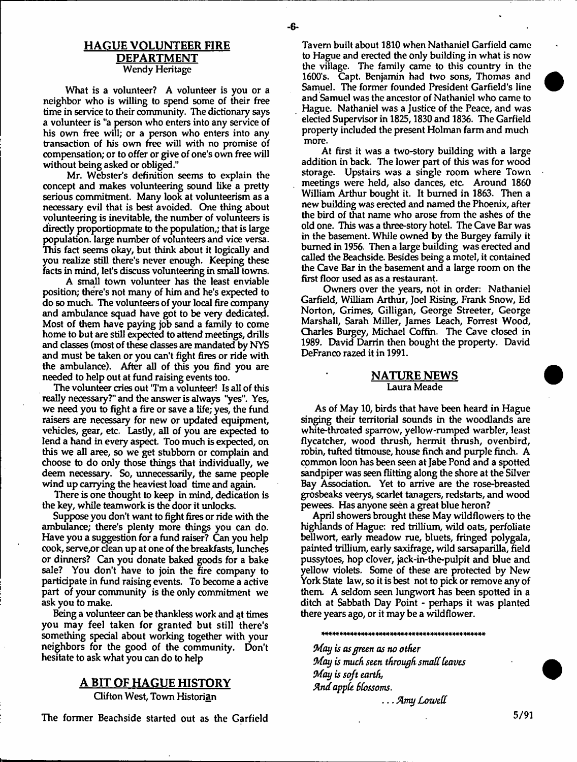## HAGUE VOLUNTEER FIRE DEPARTMENT

Wendy Heritage

What is a volunteer? A volunteer is you or a neighbor who is willing to spend some of their free time in service to their community. The dictionary says a volunteer is "a person who enters into any service of his own free will; or a person who enters into any transaction of his own free will with no promise of compensation; or to offer or give of one's own free will without being asked or obliged."

Mr. Webster's definition seems to explain the concept and makes volunteering sound like a pretty serious commitment. Many look at volunteerism as a necessary evil that is best avoided. One thing about volunteering is inevitable, the number of volunteers is directly proportiopmate to the population,; that is large population. large number of volunteers and vice versa. This fact seems okay, but think about it logically and you realize still there's never enough. Keeping these facts in mind, let's discuss volunteering in small towns.

A small town volunteer has the least enviable position; there's not many of him and he's expected to do so much. The volunteers of your local fire company and ambulance squad have got to be very dedicated. Most of them have paying job sand a family to come home to but are still expected to attend meetings, drills and classes (most of these classes are mandated by NYS and must be taken or you can't fight fires or ride with the ambulance). After all of this you find you are needed to help out at fund raising events too.

The volunteer cries out "I'm a volunteer! Is all of this really necessary?" and the answer is always "yes". Yes, we need you to fight a fire or save a life; yes, the fund raisers are necessary for new or updated equipment, vehicles, gear, etc. Lastly, all of you are expected to lend a hand in every aspect. Too much is expected, on this we all aree, so we get stubborn or complain and choose to do only those things that individually, we deem necessary. So, unnecessarily, the same people wind up carrying the heaviest load time and again.

There is one thought to keep in mind, dedication is the key, while teamwork is the door it unlocks.

Suppose you don't want to fight fires or ride with the ambulance; there's plenty more things you can do. Have you a suggestion for a fund raiser? Can you help cook, serve,or clean up at one of the breakfasts, lunches or dinners? Can you donate baked goods for a bake sale? You don't have to join the fire company to participate in fund raising events. To become a active part of your community is the only commitment we ask you to make.

Being a volunteer can be thankless work and at times you may feel taken for granted but still there's something special about working together with your neighbors for the good of the community. Don't hesitate to ask what you can do to help

## A BIT OF HAGUE HISTORY

Clifton West, Town Historian

The former Beachside started out as the Garfield Tavern built about 1810 when Nathaniel Garfield came to Hague and erected the only building in what is now the village. The family came to this country in the 1600's. Capt. Benjamin had two sons, Thomas and Samuel. The former founded President Garfield's line and Samuel was the ancestor of Nathaniel who came to Hague. Nathaniel was a Justice of the Peace, and was elected Supervisor in 1825, 1830 and 1836. The Garfield property included the present Holman farm and much more.

At first it was a two-story building with a large addition in back. The lower part of this was for wood storage. Upstairs was a single room where Town meetings were held, also dances, etc. Around 1860 William Arthur bought it. It burned in 1863. Then a new building was erected and named the Phoenix, after the bird of that name who arose from the ashes of the old one. This was a three-story hotel. The Cave Bar was in the basement. While owned by the Burgey family it burned in 1956. Then a large building was erected and called the Beachside. Besides being a motel, it contained the Cave Bar in the basement and a large room on the first floor used as as a restaurant.

Owners over the years, not in order: Nathaniel Garfield, William Arthur, Joel Rising, Frank Snow, Ed Norton, Grimes, Gilligan, George Streeter, George Marshall, Sarah Miller, James Leach, Forrest Wood, Charles Burgey, Michael Coffin. The Cave closed in 1989. David Darrin then bought the property. David DeFranco razed it in 1991.

## NATURE NEWS

Laura Meade

As of May 10, birds that have been heard in Hague singing their territorial sounds in the woodlands are white-throated sparrow, yellow-rumped warbler, least flycatcher, wood thrush, hermit thrush, ovenbird, robin, tufted titmouse, house finch and purple finch. A common loon has been seen at Jabe Pond and a spotted sandpiper was seen flitting along the shore at the Silver Bay Association. Yet to arrive are the rose-breasted grosbeaks veerys, scarlet tanagers, redstarts, and wood pewees. Has anyone seen a great blue heron?

April showers brought these May wildflowers to the highlands of Hague: red trillium, wild oats, perfoliate bellwort, early meadow rue, bluets, fringed polygala, painted trillium, early saxifrage, wild sarsaparilla, field pussytoes, hop clover, jack-in-the-pulpit and blue and yellow violets. Some of these are protected by New York State law, so it is best not to pick or remove any of them. A seldom seen lungwort has been spotted in a ditch at Sabbath Day Point - perhaps it was planted there years ago, or it may be a wildflower.

*May is as green as no other*
*May is much seen through small leaves*
*May is soft earth,*
*And apple blossoms.*

*. . . Amy Lowell*

5/91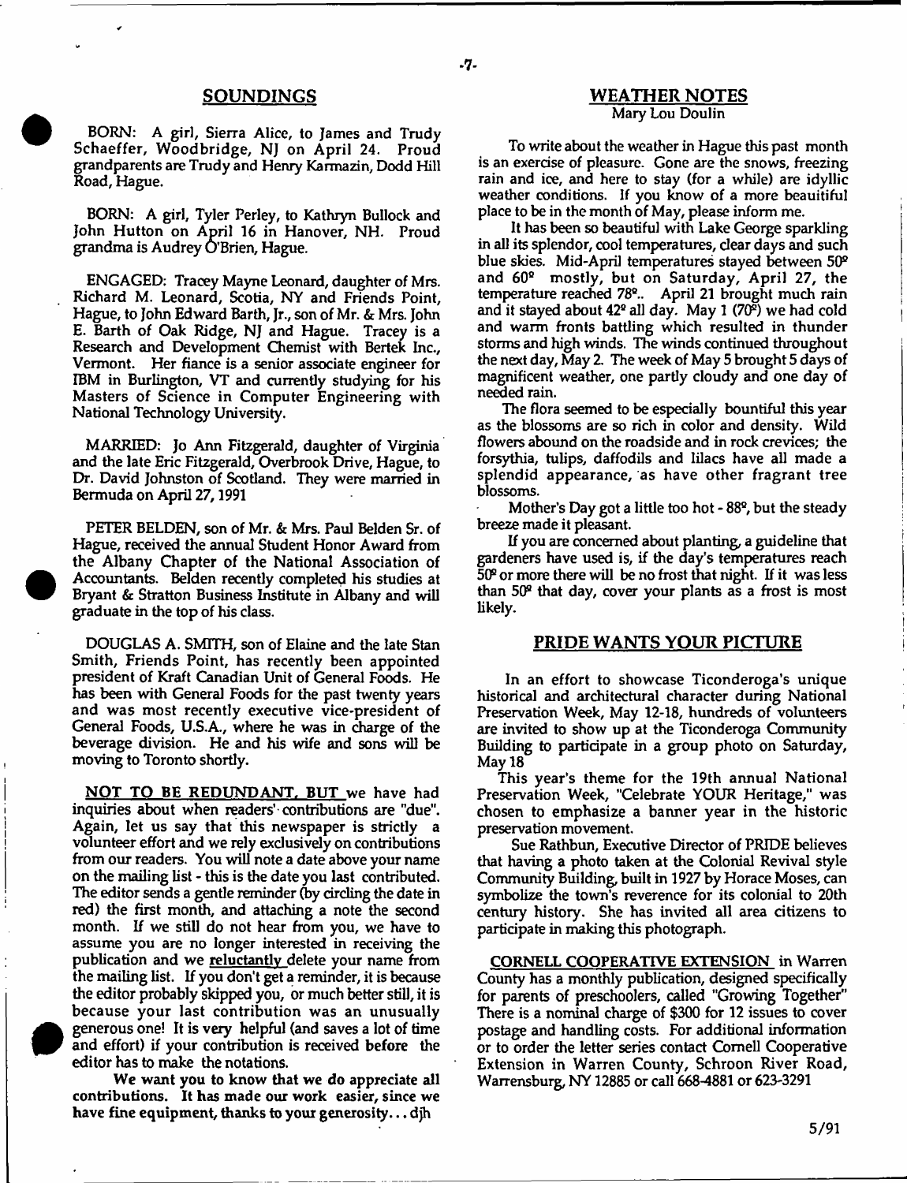## SOUNDINGS

BORN: A girl, Sierra Alice, to James and Trudy Schaeffer, Woodbridge, NJ on April 24. Proud grandparents are Trudy and Henry Karmazin, Dodd Hill Road, Hague.

BORN: A girl, Tyler Perley, to Kathryn Bullock and John Hutton on April 16 in Hanover, NH. Proud grandma is Audrey O'Brien, Hague.

ENGAGED: Tracey Mayne Leonard, daughter of Mrs. Richard M. Leonard, Scotia, NY and Friends Point, Hague, to John Edward Barth, Jr., son of Mr. & Mrs. John E. Barth of Oak Ridge, NJ and Hague. Tracey is a Research and Development Chemist with Bertek Inc., Vermont. Her fiance is a senior associate engineer for IBM in Burlington, VT and currently studying for his Masters of Science in Computer Engineering with National Technology University.

MARRIED: Jo Ann Fitzgerald, daughter of Virginia and the late Eric Fitzgerald, Overbrook Drive, Hague, to Dr. David Johnston of Scotland. They were married in Bermuda on April 27, 1991

PETER BELDEN, son of Mr. & Mrs. Paul Belden Sr. of Hague, received the annual Student Honor Award from the Albany Chapter of the National Association of Accountants. Belden recently completed his studies at Bryant & Stratton Business Institute in Albany and will graduate in the top of his class.

DOUGLAS A. SMITH, son of Elaine and the late Stan Smith, Friends Point, has recently been appointed president of Kraft Canadian Unit of General Foods. He has been with General Foods for the past twenty years and was most recently executive vice-president of General Foods, U.S.A., where he was in charge of the beverage division. He and his wife and sons will be moving to Toronto shortly.

NOT TO BE REDUNDANT, BUT we have had inquiries about when readers' contributions are "due". Again, let us say that this newspaper is strictly a volunteer effort and we rely exclusively on contributions from our readers. You will note a date above your name on the mailing list - this is the date you last contributed. The editor sends a gentle reminder (by circling the date in red) the first month, and attaching a note the second month. If we still do not hear from you, we have to assume you are no longer interested in receiving the publication and we reluctantly delete your name from the mailing list. If you don't get a reminder, it is because the editor probably skipped you, or much better still, it is because your last contribution was an unusually generous one! It is very helpful (and saves a lot of time and effort) if your contribution is received before the editor has to make the notations.

**We want you to know that we do appreciate all contributions. It has made our work easier, since we have fine equipment, thanks to your generosity... djh**

## WEATHER NOTES

Mary Lou Doulin

To write about the weather in Hague this past month is an exercise of pleasure. Gone are the snows, freezing rain and ice, and here to stay (for a while) are idyllic weather conditions. If you know of a more beautiful place to be in the month of May, please inform me.

It has been so beautiful with Lake George sparkling in all its splendor, cool temperatures, clear days and such blue skies. Mid-April temperatures stayed between 50° and 60° mostly, but on Saturday, April 27, the temperature reached 78°.. April 21 brought much rain and it stayed about 42° all day. May 1 (70°) we had cold and warm fronts battling which resulted in thunder storms and high winds. The winds continued throughout the next day, May 2. The week of May 5 brought 5 days of magnificent weather, one partly cloudy and one day of needed rain.

The flora seemed to be especially bountiful this year as the blossoms are so rich in color and density. Wild flowers abound on the roadside and in rock crevices; the forsythia, tulips, daffodils and lilacs have all made a splendid appearance, as have other fragrant tree blossoms.

Mother's Day got a little too hot - 88°, but the steady breeze made it pleasant.

If you are concerned about planting, a guideline that gardeners have used is, if the day's temperatures reach 50° or more there will be no frost that night. If it was less than 50° that day, cover your plants as a frost is most likely.

## PRIDE WANTS YOUR PICTURE

In an effort to showcase Ticonderoga's unique historical and architectural character during National Preservation Week, May 12-18, hundreds of volunteers are invited to show up at the Ticonderoga Community Building to participate in a group photo on Saturday, May 18

This year's theme for the 19th annual National Preservation Week, "Celebrate YOUR Heritage," was chosen to emphasize a banner year in the historic preservation movement.

Sue Rathbun, Executive Director of PRIDE believes that having a photo taken at the Colonial Revival style Community Building, built in 1927 by Horace Moses, can symbolize the town's reverence for its colonial to 20th century history. She has invited all area citizens to participate in making this photograph.

CORNELL COOPERATIVE EXTENSION in Warren County has a monthly publication, designed specifically for parents of preschoolers, called "Growing Together" There is a nominal charge of $300 for 12 issues to cover postage and handling costs. For additional information or to order the letter series contact Cornell Cooperative Extension in Warren County, Schroon River Road, Warrensburg, NY 12885 or call 668-4881 or 623-3291

5/91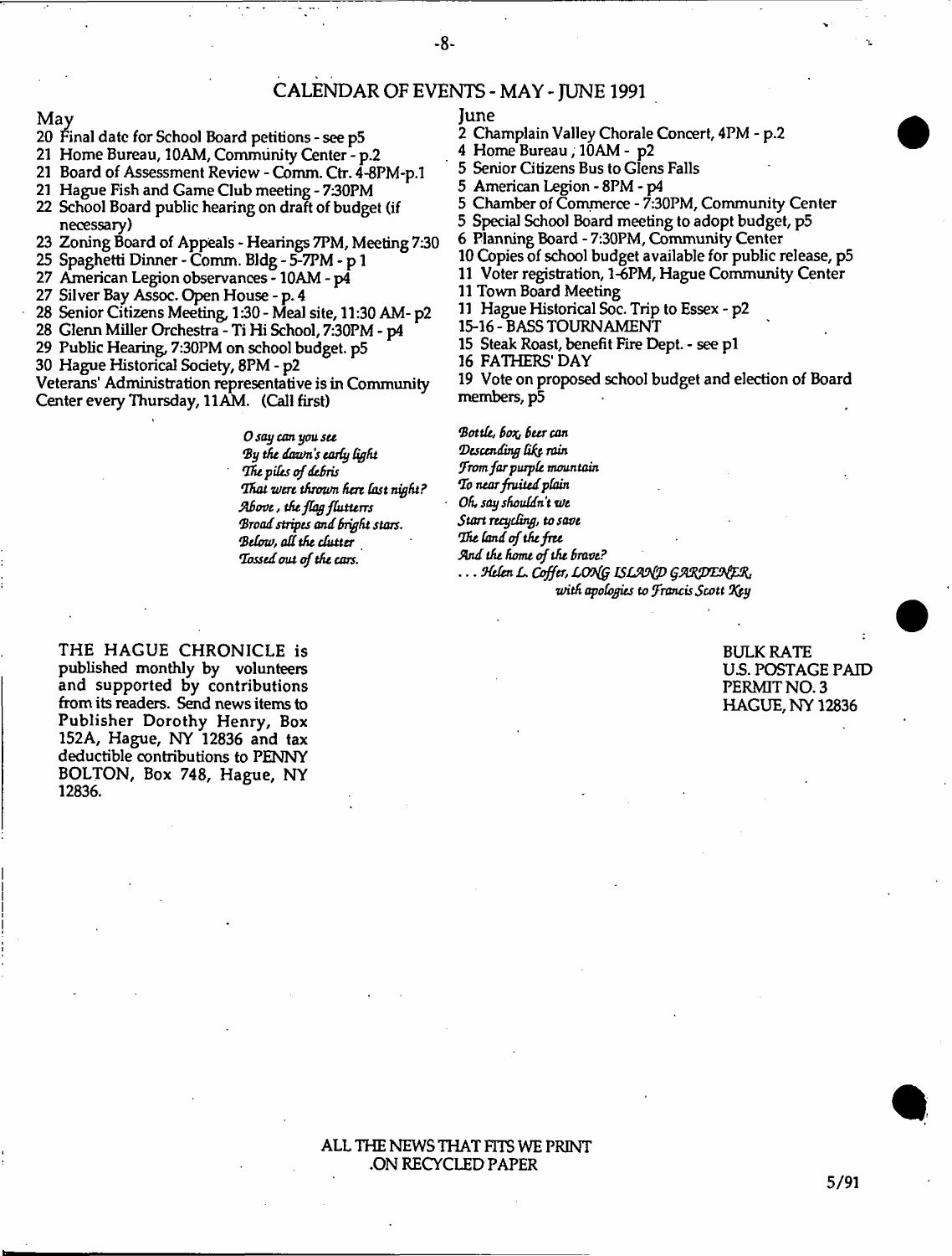# CALENDAR OF EVENTS - MAY - JUNE 1991

## May

20 Final date for School Board petitions - see p5
21 Home Bureau, 10AM, Community Center - p.2
21 Board of Assessment Review - Comm. Ctr. 4-8PM-p.1
21 Hague Fish and Game Club meeting - 7:30PM
22 School Board public hearing on draft of budget (if necessary)
23 Zoning Board of Appeals - Hearings 7PM, Meeting 7:30
25 Spaghetti Dinner - Comm. Bldg - 5-7PM - p 1
27 American Legion observances - 10AM - p4
27 Silver Bay Assoc. Open House - p. 4
28 Senior Citizens Meeting, 1:30 - Meal site, 11:30 AM- p2
28 Glenn Miller Orchestra - Ti Hi School, 7:30PM - p4
29 Public Hearing, 7:30PM on school budget. p5
30 Hague Historical Society, 8PM - p2

Veterans' Administration representative is in Community Center every Thursday, 11AM. (Call first)

## June

2 Champlain Valley Chorale Concert, 4PM - p.2
4 Home Bureau ; 10AM - p2
5 Senior Citizens Bus to Glens Falls
5 American Legion - 8PM - p4
5 Chamber of Commerce - 7:30PM, Community Center
5 Special School Board meeting to adopt budget, p5
6 Planning Board - 7:30PM, Community Center
10 Copies of school budget available for public release, p5
11 Voter registration, 1-6PM, Hague Community Center
11 Town Board Meeting
11 Hague Historical Soc. Trip to Essex - p2
15-16 - BASS TOURNAMENT
15 Steak Roast, benefit Fire Dept. - see p1
16 FATHERS' DAY
19 Vote on proposed school budget and election of Board members, p5

*O say can you see*
*By the dawn's early light*
*The piles of debris*
*That were thrown here last night?*
*Above, the flag flutters*
*Broad stripes and bright stars.*
*Below, all the clutter*
*Tossed out of the cars.*

*Bottle, box, beer can*
*Descending like rain*
*From far purple mountain*
*To near fruited plain*
*Oh, say shouldn't we*
*Start recycling, to save*
*The land of the free*
*And the home of the brave?*

*. . . Helen L. Coffer, LONG ISLAND GARDENER, with apologies to Francis Scott Key*

THE HAGUE CHRONICLE is published monthly by volunteers and supported by contributions from its readers. Send news items to Publisher Dorothy Henry, Box 152A, Hague, NY 12836 and tax deductible contributions to PENNY BOLTON, Box 748, Hague, NY 12836.

BULK RATE
U.S. POSTAGE PAID
PERMIT NO. 3
HAGUE, NY 12836

ALL THE NEWS THAT FITS WE PRINT
.ON RECYCLED PAPER

5/91